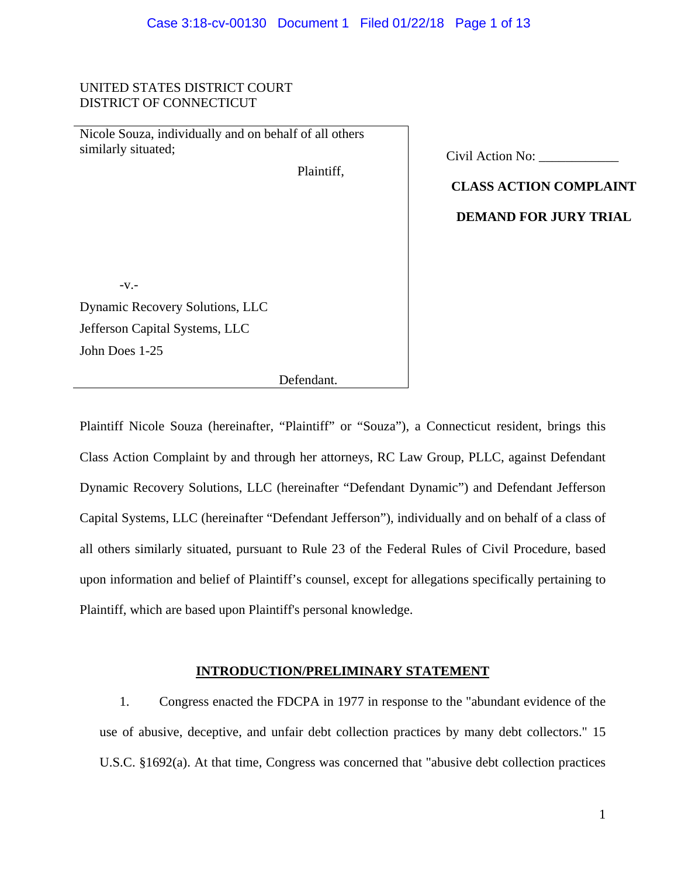UNITED STATES DISTRICT COURT
DISTRICT OF CONNECTICUT

Nicole Souza, individually and on behalf of all others similarly situated;

Plaintiff,

-v.-

Dynamic Recovery Solutions, LLC
Jefferson Capital Systems, LLC
John Does 1-25

Defendant.

Civil Action No: ____________

**CLASS ACTION COMPLAINT**

**DEMAND FOR JURY TRIAL**

Plaintiff Nicole Souza (hereinafter, "Plaintiff" or "Souza"), a Connecticut resident, brings this Class Action Complaint by and through her attorneys, RC Law Group, PLLC, against Defendant Dynamic Recovery Solutions, LLC (hereinafter "Defendant Dynamic") and Defendant Jefferson Capital Systems, LLC (hereinafter "Defendant Jefferson"), individually and on behalf of a class of all others similarly situated, pursuant to Rule 23 of the Federal Rules of Civil Procedure, based upon information and belief of Plaintiff's counsel, except for allegations specifically pertaining to Plaintiff, which are based upon Plaintiff's personal knowledge.

## INTRODUCTION/PRELIMINARY STATEMENT

1. Congress enacted the FDCPA in 1977 in response to the "abundant evidence of the use of abusive, deceptive, and unfair debt collection practices by many debt collectors." 15 U.S.C. §1692(a). At that time, Congress was concerned that "abusive debt collection practices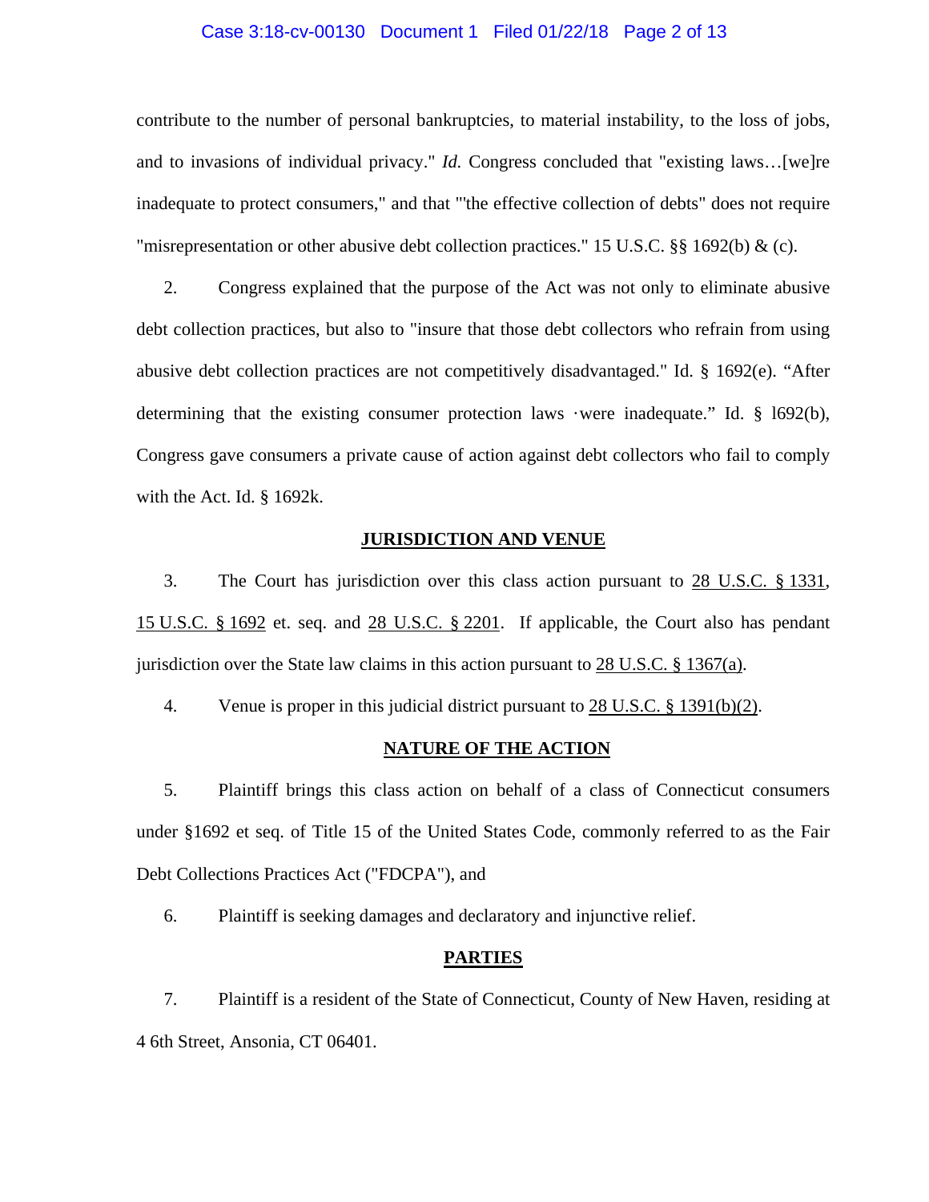contribute to the number of personal bankruptcies, to material instability, to the loss of jobs, and to invasions of individual privacy." *Id.* Congress concluded that "existing laws…[we]re inadequate to protect consumers," and that "'the effective collection of debts" does not require "misrepresentation or other abusive debt collection practices." 15 U.S.C. §§ 1692(b) & (c).

2. Congress explained that the purpose of the Act was not only to eliminate abusive debt collection practices, but also to "insure that those debt collectors who refrain from using abusive debt collection practices are not competitively disadvantaged." Id. § 1692(e). "After determining that the existing consumer protection laws ·were inadequate." Id. § l692(b), Congress gave consumers a private cause of action against debt collectors who fail to comply with the Act. Id. § 1692k.

## JURISDICTION AND VENUE

3. The Court has jurisdiction over this class action pursuant to 28 U.S.C. § 1331, 15 U.S.C. § 1692 et. seq. and 28 U.S.C. § 2201. If applicable, the Court also has pendant jurisdiction over the State law claims in this action pursuant to 28 U.S.C. § 1367(a).

4. Venue is proper in this judicial district pursuant to 28 U.S.C. § 1391(b)(2).

## NATURE OF THE ACTION

5. Plaintiff brings this class action on behalf of a class of Connecticut consumers under §1692 et seq. of Title 15 of the United States Code, commonly referred to as the Fair Debt Collections Practices Act ("FDCPA"), and

6. Plaintiff is seeking damages and declaratory and injunctive relief.

## PARTIES

7. Plaintiff is a resident of the State of Connecticut, County of New Haven, residing at 4 6th Street, Ansonia, CT 06401.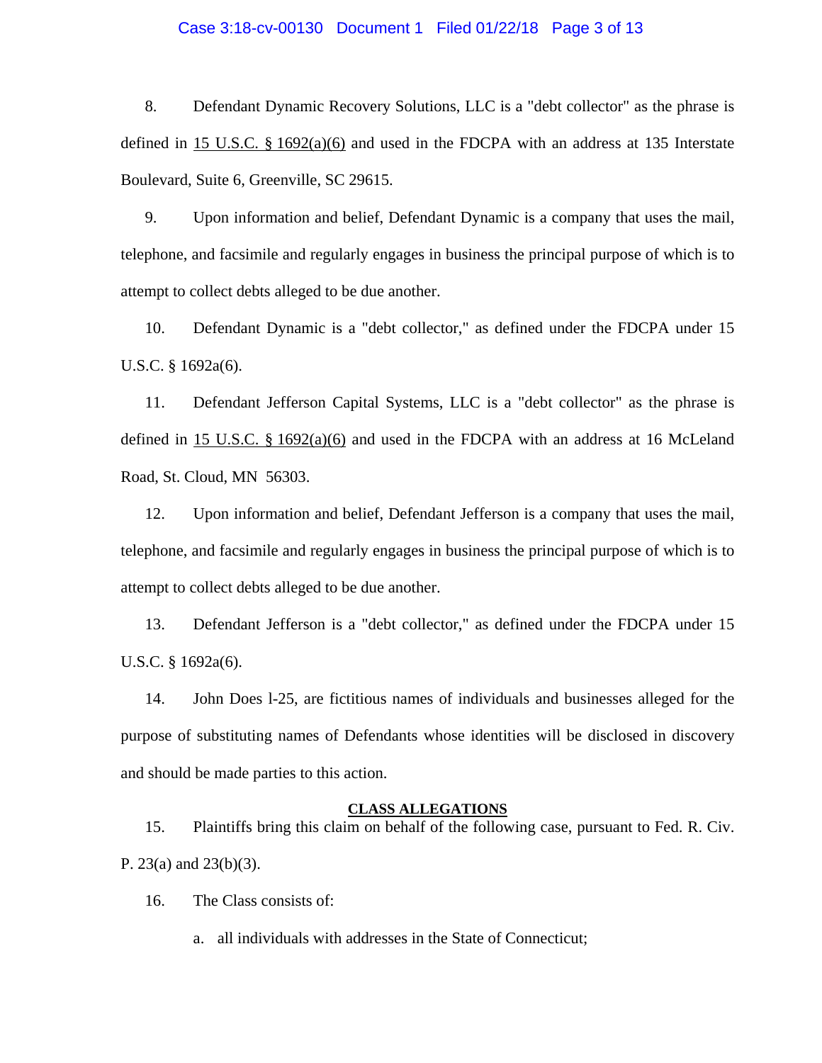8. Defendant Dynamic Recovery Solutions, LLC is a "debt collector" as the phrase is defined in 15 U.S.C. § 1692(a)(6) and used in the FDCPA with an address at 135 Interstate Boulevard, Suite 6, Greenville, SC 29615.

9. Upon information and belief, Defendant Dynamic is a company that uses the mail, telephone, and facsimile and regularly engages in business the principal purpose of which is to attempt to collect debts alleged to be due another.

10. Defendant Dynamic is a "debt collector," as defined under the FDCPA under 15 U.S.C. § 1692a(6).

11. Defendant Jefferson Capital Systems, LLC is a "debt collector" as the phrase is defined in 15 U.S.C. § 1692(a)(6) and used in the FDCPA with an address at 16 McLeland Road, St. Cloud, MN 56303.

12. Upon information and belief, Defendant Jefferson is a company that uses the mail, telephone, and facsimile and regularly engages in business the principal purpose of which is to attempt to collect debts alleged to be due another.

13. Defendant Jefferson is a "debt collector," as defined under the FDCPA under 15 U.S.C. § 1692a(6).

14. John Does l-25, are fictitious names of individuals and businesses alleged for the purpose of substituting names of Defendants whose identities will be disclosed in discovery and should be made parties to this action.

**CLASS ALLEGATIONS**

15. Plaintiffs bring this claim on behalf of the following case, pursuant to Fed. R. Civ. P. 23(a) and 23(b)(3).

16. The Class consists of:

a. all individuals with addresses in the State of Connecticut;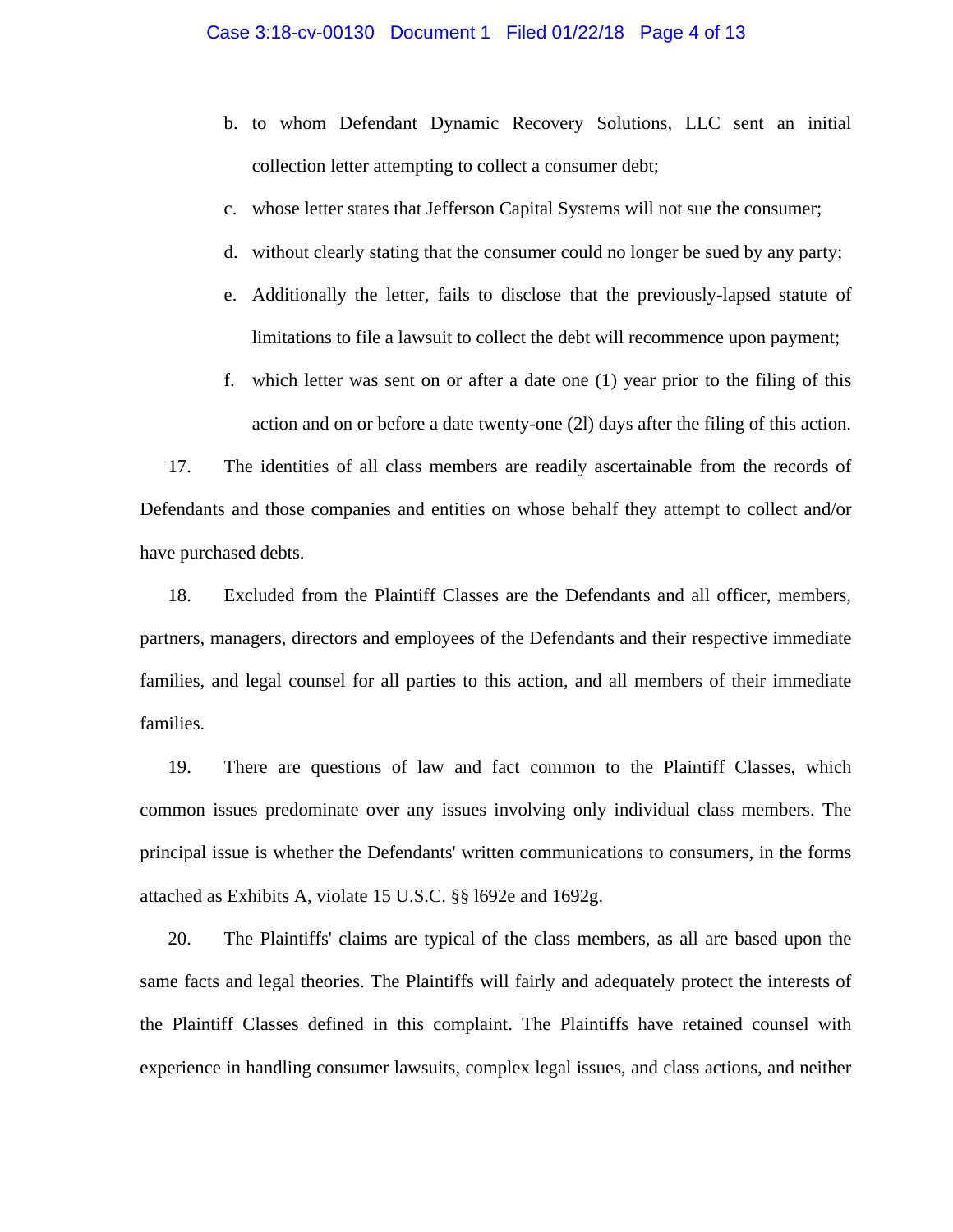b. to whom Defendant Dynamic Recovery Solutions, LLC sent an initial collection letter attempting to collect a consumer debt;

c. whose letter states that Jefferson Capital Systems will not sue the consumer;

d. without clearly stating that the consumer could no longer be sued by any party;

e. Additionally the letter, fails to disclose that the previously-lapsed statute of limitations to file a lawsuit to collect the debt will recommence upon payment;

f. which letter was sent on or after a date one (1) year prior to the filing of this action and on or before a date twenty-one (2l) days after the filing of this action.

17. The identities of all class members are readily ascertainable from the records of Defendants and those companies and entities on whose behalf they attempt to collect and/or have purchased debts.

18. Excluded from the Plaintiff Classes are the Defendants and all officer, members, partners, managers, directors and employees of the Defendants and their respective immediate families, and legal counsel for all parties to this action, and all members of their immediate families.

19. There are questions of law and fact common to the Plaintiff Classes, which common issues predominate over any issues involving only individual class members. The principal issue is whether the Defendants' written communications to consumers, in the forms attached as Exhibits A, violate 15 U.S.C. §§ l692e and 1692g.

20. The Plaintiffs' claims are typical of the class members, as all are based upon the same facts and legal theories. The Plaintiffs will fairly and adequately protect the interests of the Plaintiff Classes defined in this complaint. The Plaintiffs have retained counsel with experience in handling consumer lawsuits, complex legal issues, and class actions, and neither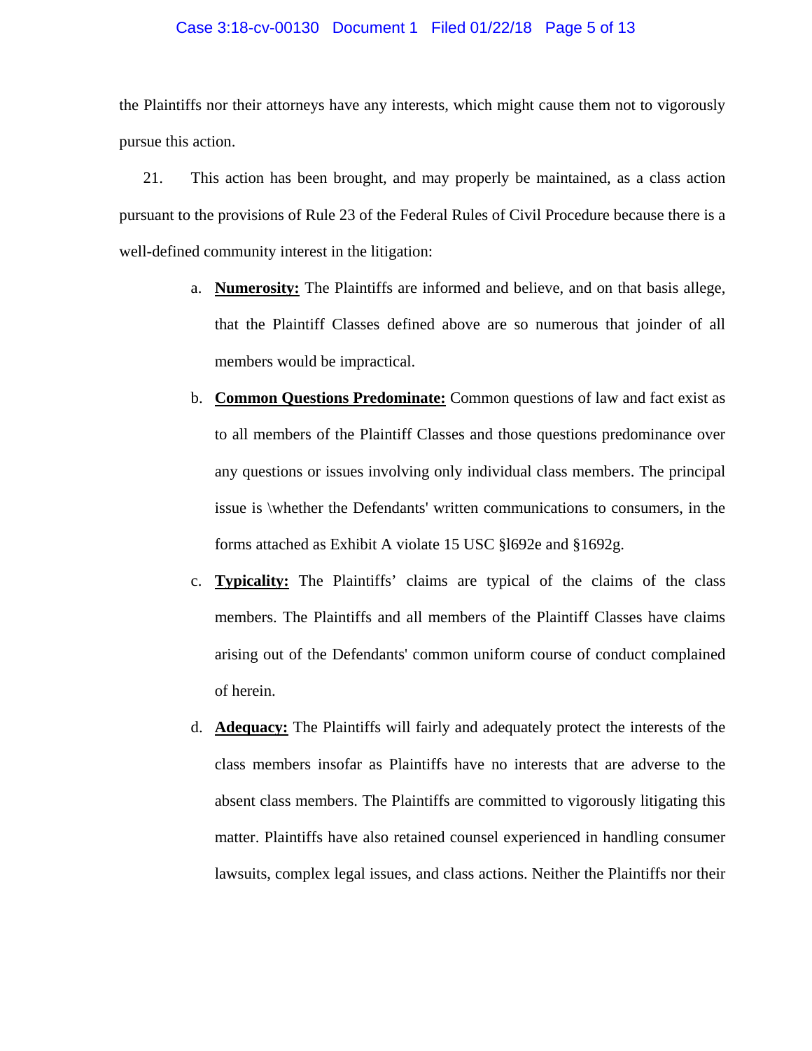the Plaintiffs nor their attorneys have any interests, which might cause them not to vigorously pursue this action.

21. This action has been brought, and may properly be maintained, as a class action pursuant to the provisions of Rule 23 of the Federal Rules of Civil Procedure because there is a well-defined community interest in the litigation:

a. **Numerosity:** The Plaintiffs are informed and believe, and on that basis allege, that the Plaintiff Classes defined above are so numerous that joinder of all members would be impractical.

b. **Common Questions Predominate:** Common questions of law and fact exist as to all members of the Plaintiff Classes and those questions predominance over any questions or issues involving only individual class members. The principal issue is \whether the Defendants' written communications to consumers, in the forms attached as Exhibit A violate 15 USC §l692e and §1692g.

c. **Typicality:** The Plaintiffs' claims are typical of the claims of the class members. The Plaintiffs and all members of the Plaintiff Classes have claims arising out of the Defendants' common uniform course of conduct complained of herein.

d. **Adequacy:** The Plaintiffs will fairly and adequately protect the interests of the class members insofar as Plaintiffs have no interests that are adverse to the absent class members. The Plaintiffs are committed to vigorously litigating this matter. Plaintiffs have also retained counsel experienced in handling consumer lawsuits, complex legal issues, and class actions. Neither the Plaintiffs nor their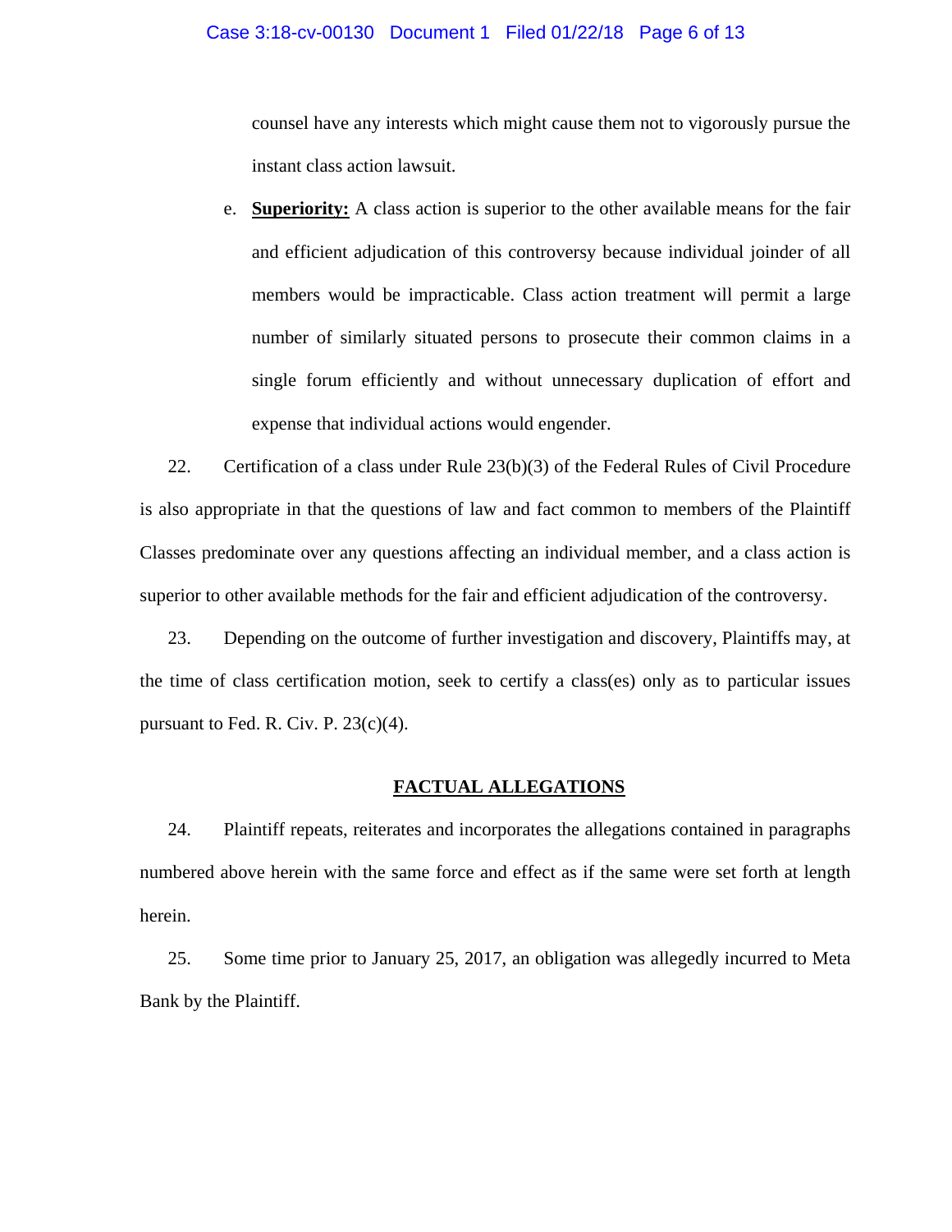counsel have any interests which might cause them not to vigorously pursue the instant class action lawsuit.

e. **Superiority:** A class action is superior to the other available means for the fair and efficient adjudication of this controversy because individual joinder of all members would be impracticable. Class action treatment will permit a large number of similarly situated persons to prosecute their common claims in a single forum efficiently and without unnecessary duplication of effort and expense that individual actions would engender.

22. Certification of a class under Rule 23(b)(3) of the Federal Rules of Civil Procedure is also appropriate in that the questions of law and fact common to members of the Plaintiff Classes predominate over any questions affecting an individual member, and a class action is superior to other available methods for the fair and efficient adjudication of the controversy.

23. Depending on the outcome of further investigation and discovery, Plaintiffs may, at the time of class certification motion, seek to certify a class(es) only as to particular issues pursuant to Fed. R. Civ. P. 23(c)(4).

## FACTUAL ALLEGATIONS

24. Plaintiff repeats, reiterates and incorporates the allegations contained in paragraphs numbered above herein with the same force and effect as if the same were set forth at length herein.

25. Some time prior to January 25, 2017, an obligation was allegedly incurred to Meta Bank by the Plaintiff.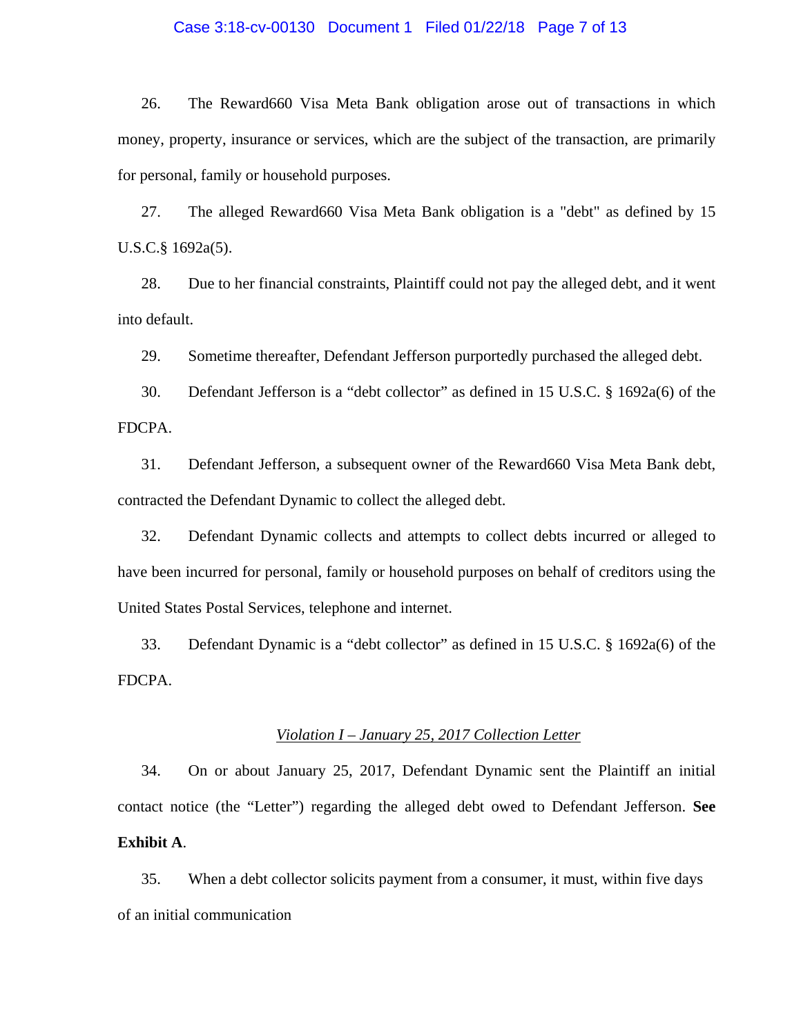26. The Reward660 Visa Meta Bank obligation arose out of transactions in which money, property, insurance or services, which are the subject of the transaction, are primarily for personal, family or household purposes.

27. The alleged Reward660 Visa Meta Bank obligation is a "debt" as defined by 15 U.S.C.§ 1692a(5).

28. Due to her financial constraints, Plaintiff could not pay the alleged debt, and it went into default.

29. Sometime thereafter, Defendant Jefferson purportedly purchased the alleged debt.

30. Defendant Jefferson is a "debt collector" as defined in 15 U.S.C. § 1692a(6) of the FDCPA.

31. Defendant Jefferson, a subsequent owner of the Reward660 Visa Meta Bank debt, contracted the Defendant Dynamic to collect the alleged debt.

32. Defendant Dynamic collects and attempts to collect debts incurred or alleged to have been incurred for personal, family or household purposes on behalf of creditors using the United States Postal Services, telephone and internet.

33. Defendant Dynamic is a "debt collector" as defined in 15 U.S.C. § 1692a(6) of the FDCPA.

*Violation I – January 25, 2017 Collection Letter*

34. On or about January 25, 2017, Defendant Dynamic sent the Plaintiff an initial contact notice (the "Letter") regarding the alleged debt owed to Defendant Jefferson. **See Exhibit A**.

35. When a debt collector solicits payment from a consumer, it must, within five days of an initial communication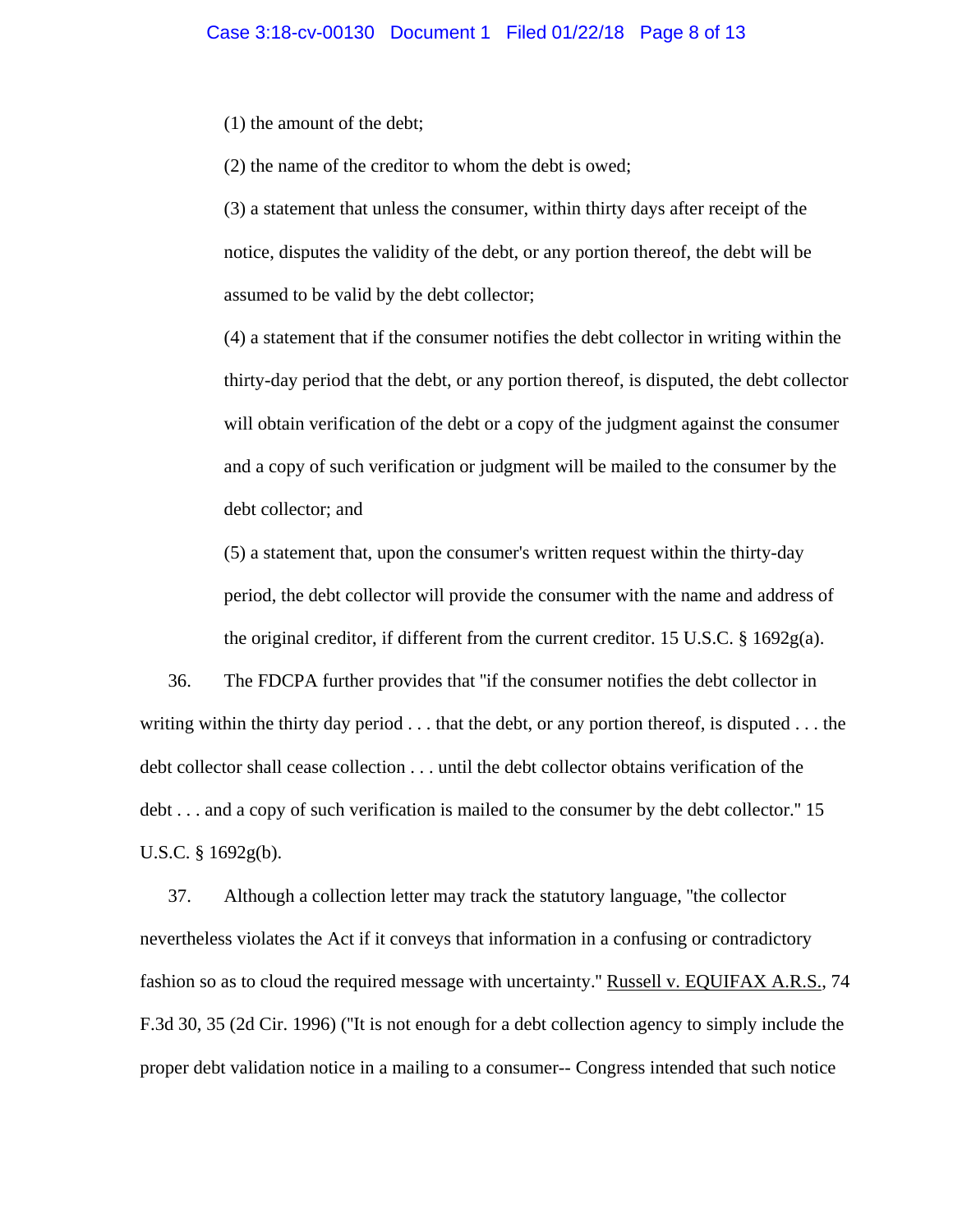(1) the amount of the debt;

(2) the name of the creditor to whom the debt is owed;

(3) a statement that unless the consumer, within thirty days after receipt of the notice, disputes the validity of the debt, or any portion thereof, the debt will be assumed to be valid by the debt collector;

(4) a statement that if the consumer notifies the debt collector in writing within the thirty-day period that the debt, or any portion thereof, is disputed, the debt collector will obtain verification of the debt or a copy of the judgment against the consumer and a copy of such verification or judgment will be mailed to the consumer by the debt collector; and

(5) a statement that, upon the consumer's written request within the thirty-day period, the debt collector will provide the consumer with the name and address of the original creditor, if different from the current creditor. 15 U.S.C. § 1692g(a).

36. The FDCPA further provides that "if the consumer notifies the debt collector in writing within the thirty day period . . . that the debt, or any portion thereof, is disputed . . . the debt collector shall cease collection . . . until the debt collector obtains verification of the debt . . . and a copy of such verification is mailed to the consumer by the debt collector." 15 U.S.C. § 1692g(b).

37. Although a collection letter may track the statutory language, "the collector nevertheless violates the Act if it conveys that information in a confusing or contradictory fashion so as to cloud the required message with uncertainty." Russell v. EQUIFAX A.R.S., 74 F.3d 30, 35 (2d Cir. 1996) ("It is not enough for a debt collection agency to simply include the proper debt validation notice in a mailing to a consumer-- Congress intended that such notice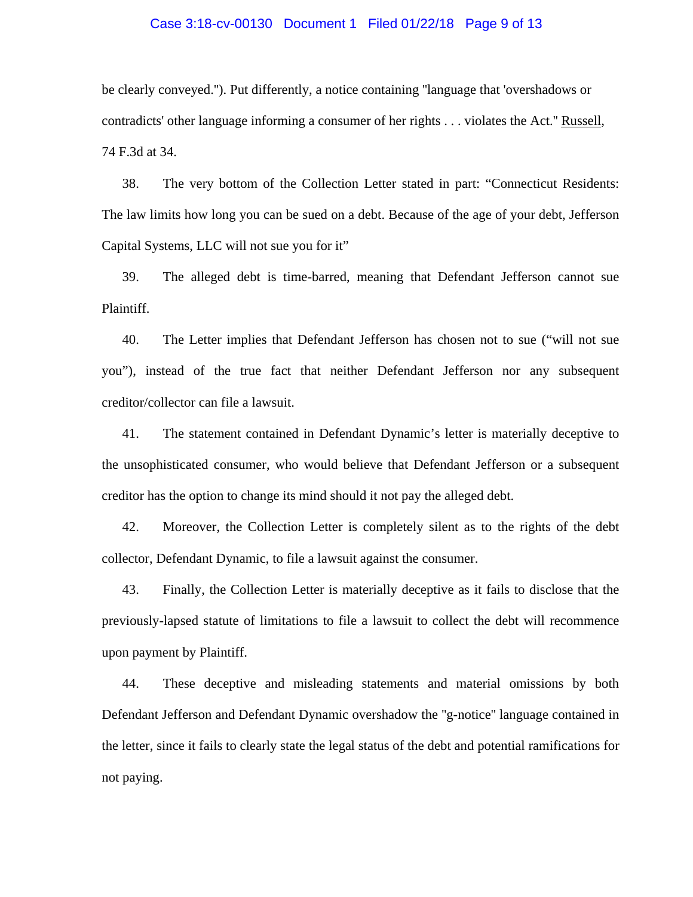be clearly conveyed."). Put differently, a notice containing "language that 'overshadows or contradicts' other language informing a consumer of her rights . . . violates the Act." Russell, 74 F.3d at 34.

38. The very bottom of the Collection Letter stated in part: "Connecticut Residents: The law limits how long you can be sued on a debt. Because of the age of your debt, Jefferson Capital Systems, LLC will not sue you for it"

39. The alleged debt is time-barred, meaning that Defendant Jefferson cannot sue Plaintiff.

40. The Letter implies that Defendant Jefferson has chosen not to sue ("will not sue you"), instead of the true fact that neither Defendant Jefferson nor any subsequent creditor/collector can file a lawsuit.

41. The statement contained in Defendant Dynamic's letter is materially deceptive to the unsophisticated consumer, who would believe that Defendant Jefferson or a subsequent creditor has the option to change its mind should it not pay the alleged debt.

42. Moreover, the Collection Letter is completely silent as to the rights of the debt collector, Defendant Dynamic, to file a lawsuit against the consumer.

43. Finally, the Collection Letter is materially deceptive as it fails to disclose that the previously-lapsed statute of limitations to file a lawsuit to collect the debt will recommence upon payment by Plaintiff.

44. These deceptive and misleading statements and material omissions by both Defendant Jefferson and Defendant Dynamic overshadow the "g-notice" language contained in the letter, since it fails to clearly state the legal status of the debt and potential ramifications for not paying.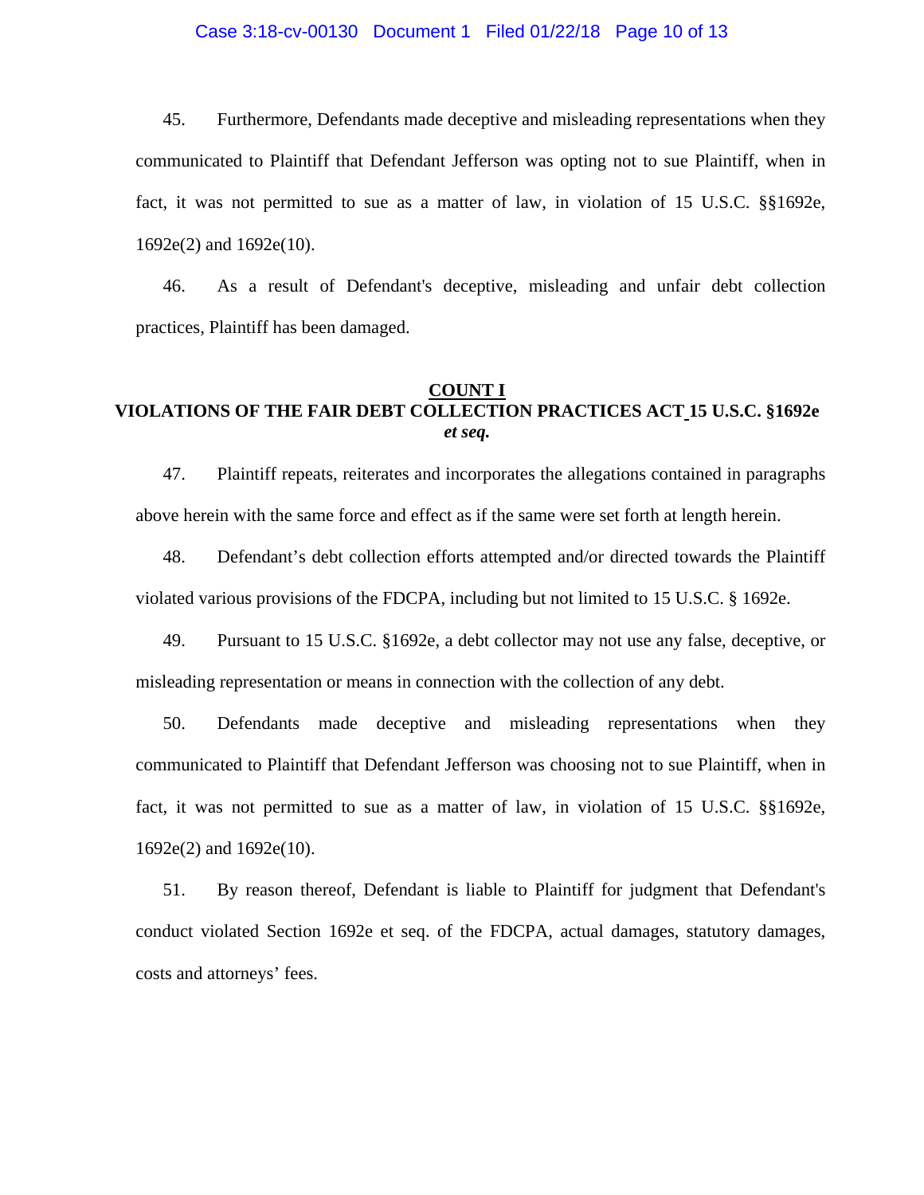45. Furthermore, Defendants made deceptive and misleading representations when they communicated to Plaintiff that Defendant Jefferson was opting not to sue Plaintiff, when in fact, it was not permitted to sue as a matter of law, in violation of 15 U.S.C. §§1692e, 1692e(2) and 1692e(10).

46. As a result of Defendant's deceptive, misleading and unfair debt collection practices, Plaintiff has been damaged.

## COUNT I
## VIOLATIONS OF THE FAIR DEBT COLLECTION PRACTICES ACT 15 U.S.C. §1692e *et seq.*

47. Plaintiff repeats, reiterates and incorporates the allegations contained in paragraphs above herein with the same force and effect as if the same were set forth at length herein.

48. Defendant's debt collection efforts attempted and/or directed towards the Plaintiff violated various provisions of the FDCPA, including but not limited to 15 U.S.C. § 1692e.

49. Pursuant to 15 U.S.C. §1692e, a debt collector may not use any false, deceptive, or misleading representation or means in connection with the collection of any debt.

50. Defendants made deceptive and misleading representations when they communicated to Plaintiff that Defendant Jefferson was choosing not to sue Plaintiff, when in fact, it was not permitted to sue as a matter of law, in violation of 15 U.S.C. §§1692e, 1692e(2) and 1692e(10).

51. By reason thereof, Defendant is liable to Plaintiff for judgment that Defendant's conduct violated Section 1692e et seq. of the FDCPA, actual damages, statutory damages, costs and attorneys' fees.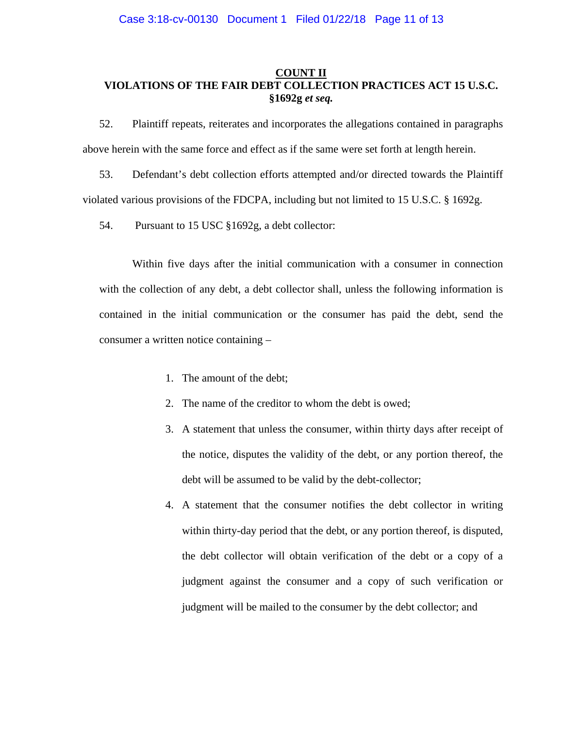**COUNT II**
**VIOLATIONS OF THE FAIR DEBT COLLECTION PRACTICES ACT 15 U.S.C. §1692g *et seq.***

52. Plaintiff repeats, reiterates and incorporates the allegations contained in paragraphs above herein with the same force and effect as if the same were set forth at length herein.

53. Defendant's debt collection efforts attempted and/or directed towards the Plaintiff violated various provisions of the FDCPA, including but not limited to 15 U.S.C. § 1692g.

54. Pursuant to 15 USC §1692g, a debt collector:

> Within five days after the initial communication with a consumer in connection with the collection of any debt, a debt collector shall, unless the following information is contained in the initial communication or the consumer has paid the debt, send the consumer a written notice containing –
>
> 1. The amount of the debt;
> 2. The name of the creditor to whom the debt is owed;
> 3. A statement that unless the consumer, within thirty days after receipt of the notice, disputes the validity of the debt, or any portion thereof, the debt will be assumed to be valid by the debt-collector;
> 4. A statement that the consumer notifies the debt collector in writing within thirty-day period that the debt, or any portion thereof, is disputed, the debt collector will obtain verification of the debt or a copy of a judgment against the consumer and a copy of such verification or judgment will be mailed to the consumer by the debt collector; and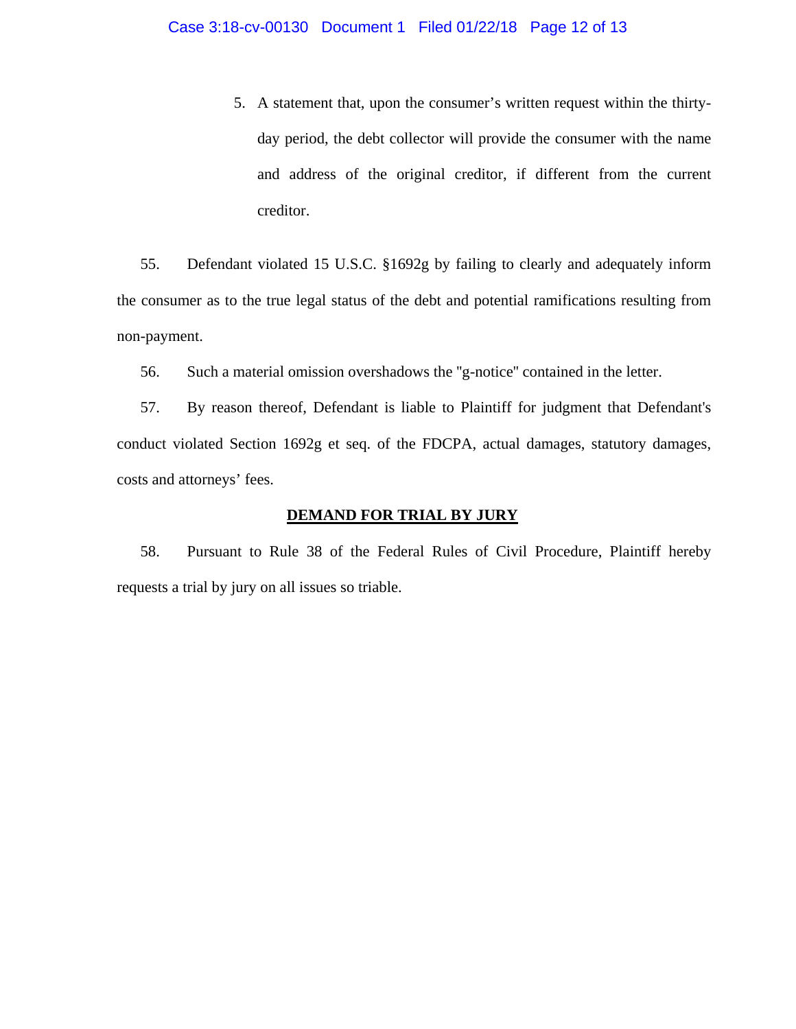5. A statement that, upon the consumer's written request within the thirty-day period, the debt collector will provide the consumer with the name and address of the original creditor, if different from the current creditor.

55. Defendant violated 15 U.S.C. §1692g by failing to clearly and adequately inform the consumer as to the true legal status of the debt and potential ramifications resulting from non-payment.

56. Such a material omission overshadows the "g-notice" contained in the letter.

57. By reason thereof, Defendant is liable to Plaintiff for judgment that Defendant's conduct violated Section 1692g et seq. of the FDCPA, actual damages, statutory damages, costs and attorneys' fees.

## DEMAND FOR TRIAL BY JURY

58. Pursuant to Rule 38 of the Federal Rules of Civil Procedure, Plaintiff hereby requests a trial by jury on all issues so triable.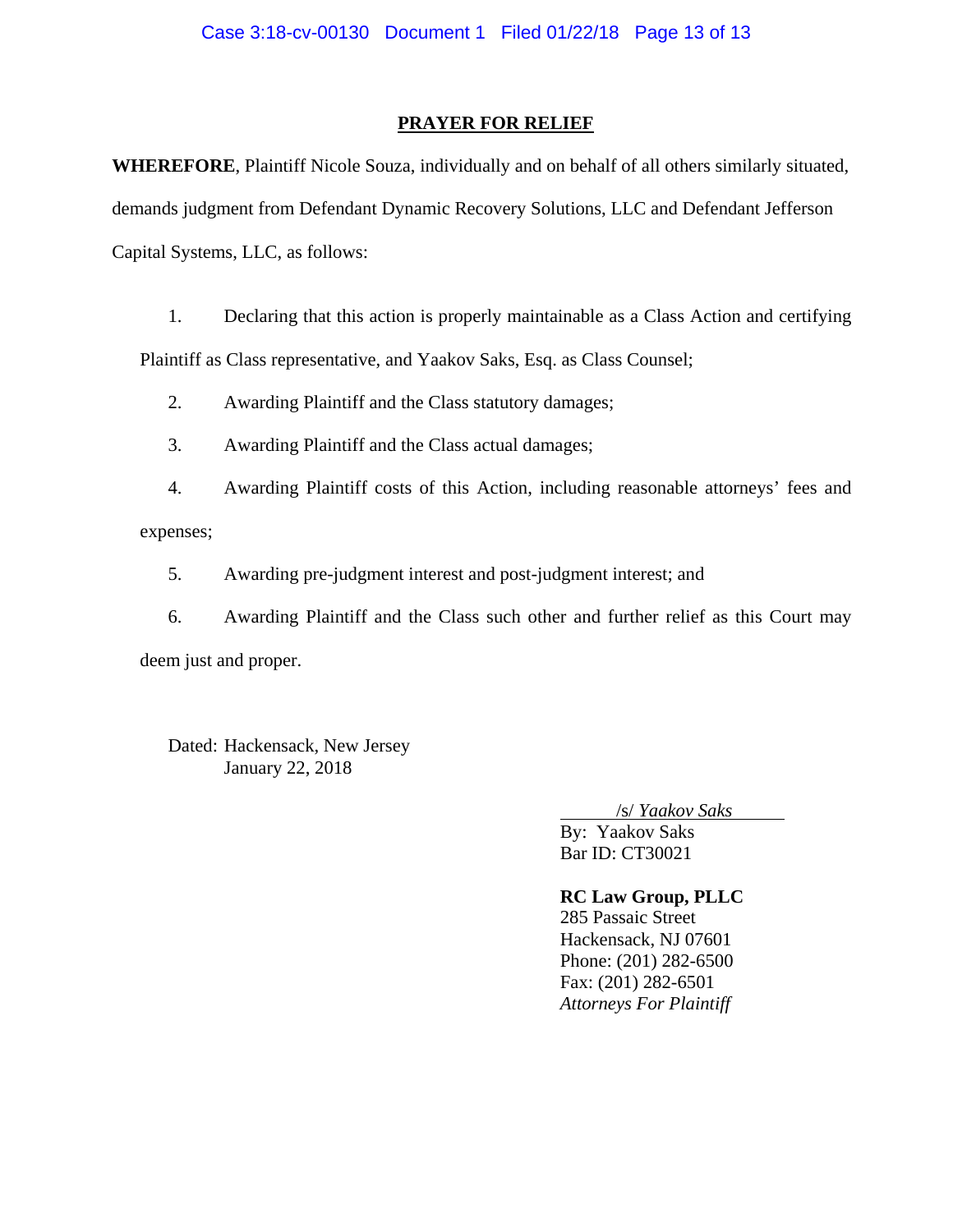## PRAYER FOR RELIEF

**WHEREFORE**, Plaintiff Nicole Souza, individually and on behalf of all others similarly situated, demands judgment from Defendant Dynamic Recovery Solutions, LLC and Defendant Jefferson Capital Systems, LLC, as follows:

1. Declaring that this action is properly maintainable as a Class Action and certifying Plaintiff as Class representative, and Yaakov Saks, Esq. as Class Counsel;
2. Awarding Plaintiff and the Class statutory damages;
3. Awarding Plaintiff and the Class actual damages;
4. Awarding Plaintiff costs of this Action, including reasonable attorneys' fees and expenses;
5. Awarding pre-judgment interest and post-judgment interest; and
6. Awarding Plaintiff and the Class such other and further relief as this Court may deem just and proper.

Dated: Hackensack, New Jersey
January 22, 2018

/s/ *Yaakov Saks*
By: Yaakov Saks
Bar ID: CT30021

**RC Law Group, PLLC**
285 Passaic Street
Hackensack, NJ 07601
Phone: (201) 282-6500
Fax: (201) 282-6501
*Attorneys For Plaintiff*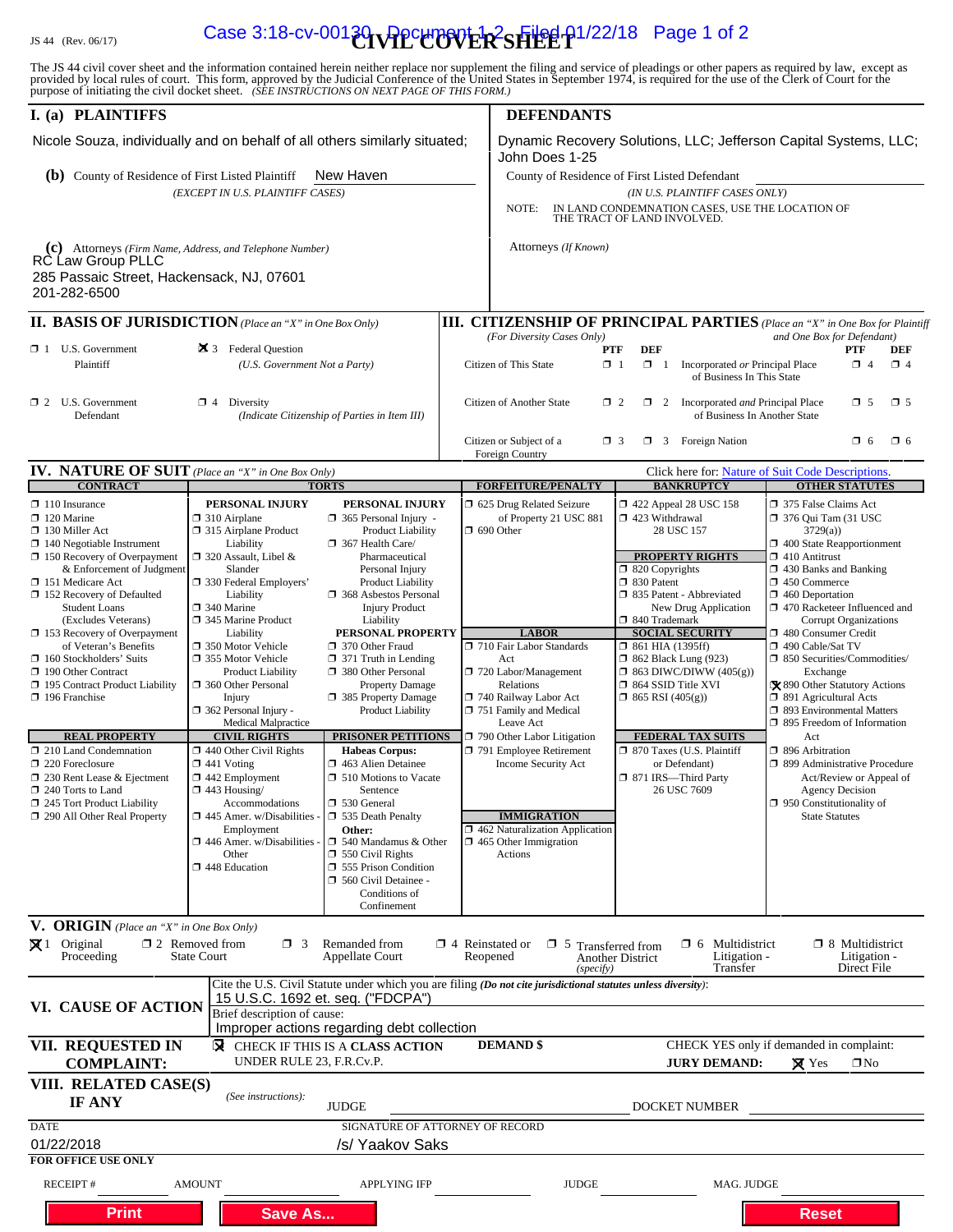JS 44 (Rev. 06/17)

# CIVIL COVER SHEET

The JS 44 civil cover sheet and the information contained herein neither replace nor supplement the filing and service of pleadings or other papers as required by law, except as provided by local rules of court. This form, approved by the Judicial Conference of the United States in September 1974, is required for the use of the Clerk of Court for the purpose of initiating the civil docket sheet. *(SEE INSTRUCTIONS ON NEXT PAGE OF THIS FORM.)*

## I. (a) PLAINTIFFS

Nicole Souza, individually and on behalf of all others similarly situated;

**(b)** County of Residence of First Listed Plaintiff: New Haven
*(EXCEPT IN U.S. PLAINTIFF CASES)*

**(c)** Attorneys *(Firm Name, Address, and Telephone Number)*
RC Law Group PLLC
285 Passaic Street, Hackensack, NJ, 07601
201-282-6500

## DEFENDANTS

Dynamic Recovery Solutions, LLC; Jefferson Capital Systems, LLC; John Does 1-25

County of Residence of First Listed Defendant
*(IN U.S. PLAINTIFF CASES ONLY)*

NOTE: IN LAND CONDEMNATION CASES, USE THE LOCATION OF THE TRACT OF LAND INVOLVED.

Attorneys *(If Known)*

## II. BASIS OF JURISDICTION *(Place an "X" in One Box Only)*

- ☐ 1 U.S. Government Plaintiff
- ☒ 3 Federal Question *(U.S. Government Not a Party)*
- ☐ 2 U.S. Government Defendant
- ☐ 4 Diversity *(Indicate Citizenship of Parties in Item III)*

## III. CITIZENSHIP OF PRINCIPAL PARTIES *(Place an "X" in One Box for Plaintiff and One Box for Defendant)* *(For Diversity Cases Only)*

| | PTF | DEF | | PTF | DEF |
|---|---|---|---|---|---|
| Citizen of This State | ☐ 1 | ☐ 1 | Incorporated *or* Principal Place of Business In This State | ☐ 4 | ☐ 4 |
| Citizen of Another State | ☐ 2 | ☐ 2 | Incorporated *and* Principal Place of Business In Another State | ☐ 5 | ☐ 5 |
| Citizen or Subject of a Foreign Country | ☐ 3 | ☐ 3 | Foreign Nation | ☐ 6 | ☐ 6 |

## IV. NATURE OF SUIT *(Place an "X" in One Box Only)*

Click here for: Nature of Suit Code Descriptions.

**CONTRACT**
- ☐ 110 Insurance
- ☐ 120 Marine
- ☐ 130 Miller Act
- ☐ 140 Negotiable Instrument
- ☐ 150 Recovery of Overpayment & Enforcement of Judgment
- ☐ 151 Medicare Act
- ☐ 152 Recovery of Defaulted Student Loans (Excludes Veterans)
- ☐ 153 Recovery of Overpayment of Veteran's Benefits
- ☐ 160 Stockholders' Suits
- ☐ 190 Other Contract
- ☐ 195 Contract Product Liability
- ☐ 196 Franchise

**REAL PROPERTY**
- ☐ 210 Land Condemnation
- ☐ 220 Foreclosure
- ☐ 230 Rent Lease & Ejectment
- ☐ 240 Torts to Land
- ☐ 245 Tort Product Liability
- ☐ 290 All Other Real Property

**TORTS — PERSONAL INJURY**
- ☐ 310 Airplane
- ☐ 315 Airplane Product Liability
- ☐ 320 Assault, Libel & Slander
- ☐ 330 Federal Employers' Liability
- ☐ 340 Marine
- ☐ 345 Marine Product Liability
- ☐ 350 Motor Vehicle
- ☐ 355 Motor Vehicle Product Liability
- ☐ 360 Other Personal Injury
- ☐ 362 Personal Injury - Medical Malpractice

**TORTS — PERSONAL INJURY**
- ☐ 365 Personal Injury - Product Liability
- ☐ 367 Health Care/ Pharmaceutical Personal Injury Product Liability
- ☐ 368 Asbestos Personal Injury Product Liability

**PERSONAL PROPERTY**
- ☐ 370 Other Fraud
- ☐ 371 Truth in Lending
- ☐ 380 Other Personal Property Damage
- ☐ 385 Property Damage Product Liability

**CIVIL RIGHTS**
- ☐ 440 Other Civil Rights
- ☐ 441 Voting
- ☐ 442 Employment
- ☐ 443 Housing/ Accommodations
- ☐ 445 Amer. w/Disabilities - Employment
- ☐ 446 Amer. w/Disabilities - Other
- ☐ 448 Education

**PRISONER PETITIONS**
Habeas Corpus:
- ☐ 463 Alien Detainee
- ☐ 510 Motions to Vacate Sentence
- ☐ 530 General
- ☐ 535 Death Penalty

Other:
- ☐ 540 Mandamus & Other
- ☐ 550 Civil Rights
- ☐ 555 Prison Condition
- ☐ 560 Civil Detainee - Conditions of Confinement

**FORFEITURE/PENALTY**
- ☐ 625 Drug Related Seizure of Property 21 USC 881
- ☐ 690 Other

**LABOR**
- ☐ 710 Fair Labor Standards Act
- ☐ 720 Labor/Management Relations
- ☐ 740 Railway Labor Act
- ☐ 751 Family and Medical Leave Act
- ☐ 790 Other Labor Litigation
- ☐ 791 Employee Retirement Income Security Act

**IMMIGRATION**
- ☐ 462 Naturalization Application
- ☐ 465 Other Immigration Actions

**BANKRUPTCY**
- ☐ 422 Appeal 28 USC 158
- ☐ 423 Withdrawal 28 USC 157

**PROPERTY RIGHTS**
- ☐ 820 Copyrights
- ☐ 830 Patent
- ☐ 835 Patent - Abbreviated New Drug Application
- ☐ 840 Trademark

**SOCIAL SECURITY**
- ☐ 861 HIA (1395ff)
- ☐ 862 Black Lung (923)
- ☐ 863 DIWC/DIWW (405(g))
- ☐ 864 SSID Title XVI
- ☐ 865 RSI (405(g))

**FEDERAL TAX SUITS**
- ☐ 870 Taxes (U.S. Plaintiff or Defendant)
- ☐ 871 IRS—Third Party 26 USC 7609

**OTHER STATUTES**
- ☐ 375 False Claims Act
- ☐ 376 Qui Tam (31 USC 3729(a))
- ☐ 400 State Reapportionment
- ☐ 410 Antitrust
- ☐ 430 Banks and Banking
- ☐ 450 Commerce
- ☐ 460 Deportation
- ☐ 470 Racketeer Influenced and Corrupt Organizations
- ☐ 480 Consumer Credit
- ☐ 490 Cable/Sat TV
- ☐ 850 Securities/Commodities/ Exchange
- ☒ 890 Other Statutory Actions
- ☐ 891 Agricultural Acts
- ☐ 893 Environmental Matters
- ☐ 895 Freedom of Information Act
- ☐ 896 Arbitration
- ☐ 899 Administrative Procedure Act/Review or Appeal of Agency Decision
- ☐ 950 Constitutionality of State Statutes

## V. ORIGIN *(Place an "X" in One Box Only)*

- ☒ 1 Original Proceeding
- ☐ 2 Removed from State Court
- ☐ 3 Remanded from Appellate Court
- ☐ 4 Reinstated or Reopened
- ☐ 5 Transferred from Another District *(specify)*
- ☐ 6 Multidistrict Litigation - Transfer
- ☐ 8 Multidistrict Litigation - Direct File

## VI. CAUSE OF ACTION

Cite the U.S. Civil Statute under which you are filing *(Do not cite jurisdictional statutes unless diversity)*:
15 U.S.C. 1692 et. seq. ("FDCPA")

Brief description of cause:
Improper actions regarding debt collection

## VII. REQUESTED IN COMPLAINT:

☒ CHECK IF THIS IS A CLASS ACTION UNDER RULE 23, F.R.Cv.P.

DEMAND $

CHECK YES only if demanded in complaint:
JURY DEMAND: ☒ Yes ☐ No

## VIII. RELATED CASE(S) IF ANY

*(See instructions):* JUDGE DOCKET NUMBER

DATE: 01/22/2018

SIGNATURE OF ATTORNEY OF RECORD: /s/ Yaakov Saks

**FOR OFFICE USE ONLY**

RECEIPT # AMOUNT APPLYING IFP JUDGE MAG. JUDGE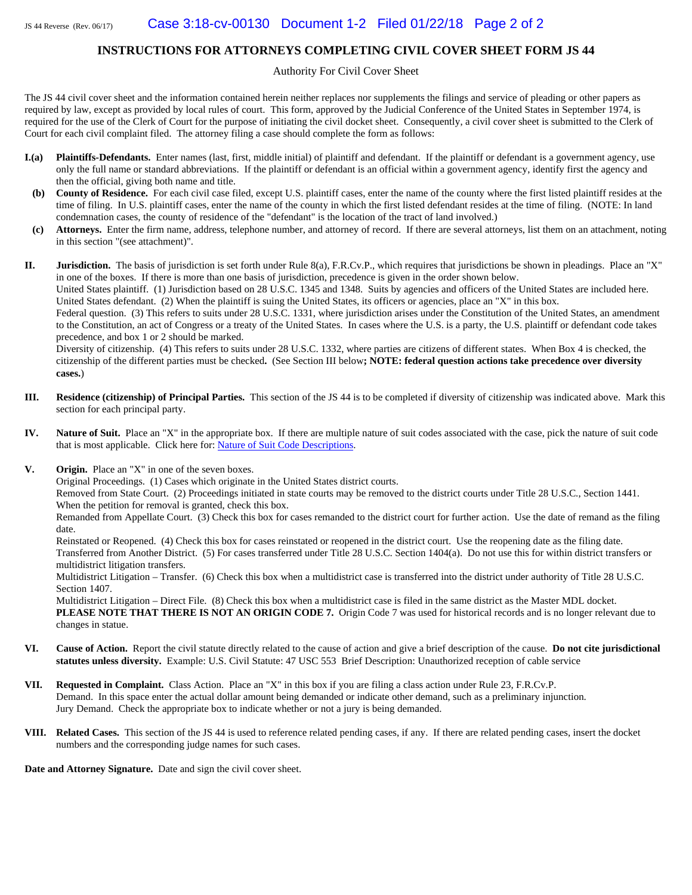# INSTRUCTIONS FOR ATTORNEYS COMPLETING CIVIL COVER SHEET FORM JS 44

Authority For Civil Cover Sheet

The JS 44 civil cover sheet and the information contained herein neither replaces nor supplements the filings and service of pleading or other papers as required by law, except as provided by local rules of court. This form, approved by the Judicial Conference of the United States in September 1974, is required for the use of the Clerk of Court for the purpose of initiating the civil docket sheet. Consequently, a civil cover sheet is submitted to the Clerk of Court for each civil complaint filed. The attorney filing a case should complete the form as follows:

**I.(a)** **Plaintiffs-Defendants.** Enter names (last, first, middle initial) of plaintiff and defendant. If the plaintiff or defendant is a government agency, use only the full name or standard abbreviations. If the plaintiff or defendant is an official within a government agency, identify first the agency and then the official, giving both name and title.

**(b)** **County of Residence.** For each civil case filed, except U.S. plaintiff cases, enter the name of the county where the first listed plaintiff resides at the time of filing. In U.S. plaintiff cases, enter the name of the county in which the first listed defendant resides at the time of filing. (NOTE: In land condemnation cases, the county of residence of the "defendant" is the location of the tract of land involved.)

**(c)** **Attorneys.** Enter the firm name, address, telephone number, and attorney of record. If there are several attorneys, list them on an attachment, noting in this section "(see attachment)".

**II.** **Jurisdiction.** The basis of jurisdiction is set forth under Rule 8(a), F.R.Cv.P., which requires that jurisdictions be shown in pleadings. Place an "X" in one of the boxes. If there is more than one basis of jurisdiction, precedence is given in the order shown below.
United States plaintiff. (1) Jurisdiction based on 28 U.S.C. 1345 and 1348. Suits by agencies and officers of the United States are included here.
United States defendant. (2) When the plaintiff is suing the United States, its officers or agencies, place an "X" in this box.
Federal question. (3) This refers to suits under 28 U.S.C. 1331, where jurisdiction arises under the Constitution of the United States, an amendment to the Constitution, an act of Congress or a treaty of the United States. In cases where the U.S. is a party, the U.S. plaintiff or defendant code takes precedence, and box 1 or 2 should be marked.
Diversity of citizenship. (4) This refers to suits under 28 U.S.C. 1332, where parties are citizens of different states. When Box 4 is checked, the citizenship of the different parties must be checked**.** (See Section III below**; NOTE: federal question actions take precedence over diversity cases.**)

**III.** **Residence (citizenship) of Principal Parties.** This section of the JS 44 is to be completed if diversity of citizenship was indicated above. Mark this section for each principal party.

**IV.** **Nature of Suit.** Place an "X" in the appropriate box. If there are multiple nature of suit codes associated with the case, pick the nature of suit code that is most applicable. Click here for: Nature of Suit Code Descriptions.

**V.** **Origin.** Place an "X" in one of the seven boxes.
Original Proceedings. (1) Cases which originate in the United States district courts.
Removed from State Court. (2) Proceedings initiated in state courts may be removed to the district courts under Title 28 U.S.C., Section 1441. When the petition for removal is granted, check this box.
Remanded from Appellate Court. (3) Check this box for cases remanded to the district court for further action. Use the date of remand as the filing date.
Reinstated or Reopened. (4) Check this box for cases reinstated or reopened in the district court. Use the reopening date as the filing date.
Transferred from Another District. (5) For cases transferred under Title 28 U.S.C. Section 1404(a). Do not use this for within district transfers or multidistrict litigation transfers.
Multidistrict Litigation – Transfer. (6) Check this box when a multidistrict case is transferred into the district under authority of Title 28 U.S.C. Section 1407.
Multidistrict Litigation – Direct File. (8) Check this box when a multidistrict case is filed in the same district as the Master MDL docket.
**PLEASE NOTE THAT THERE IS NOT AN ORIGIN CODE 7.** Origin Code 7 was used for historical records and is no longer relevant due to changes in statue.

**VI.** **Cause of Action.** Report the civil statute directly related to the cause of action and give a brief description of the cause. **Do not cite jurisdictional statutes unless diversity.** Example: U.S. Civil Statute: 47 USC 553 Brief Description: Unauthorized reception of cable service

**VII.** **Requested in Complaint.** Class Action. Place an "X" in this box if you are filing a class action under Rule 23, F.R.Cv.P.
Demand. In this space enter the actual dollar amount being demanded or indicate other demand, such as a preliminary injunction.
Jury Demand. Check the appropriate box to indicate whether or not a jury is being demanded.

**VIII.** **Related Cases.** This section of the JS 44 is used to reference related pending cases, if any. If there are related pending cases, insert the docket numbers and the corresponding judge names for such cases.

**Date and Attorney Signature.** Date and sign the civil cover sheet.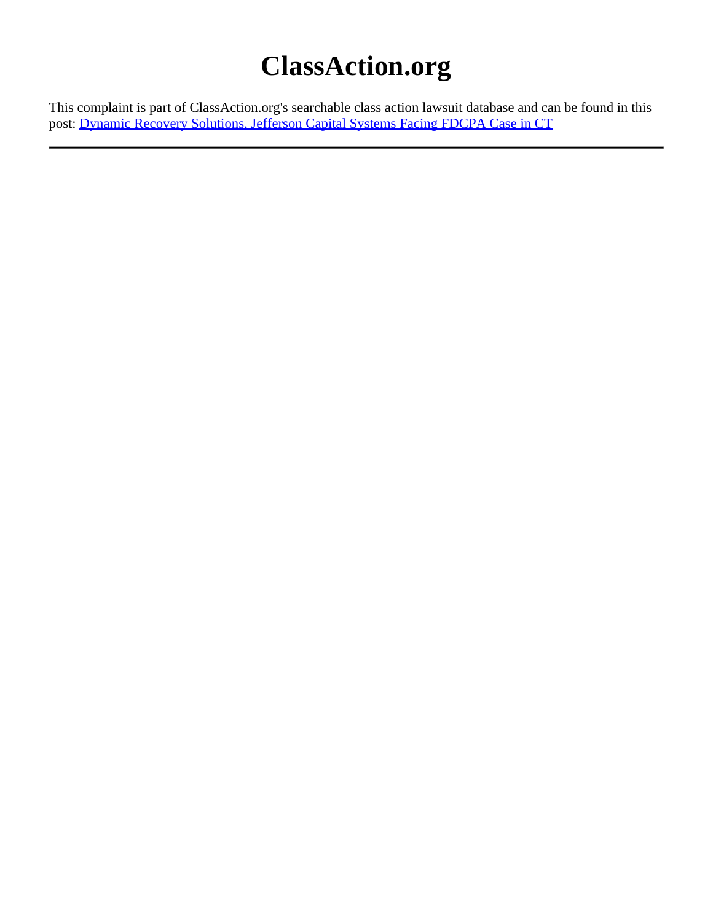# ClassAction.org

This complaint is part of ClassAction.org's searchable class action lawsuit database and can be found in this post: [Dynamic Recovery Solutions, Jefferson Capital Systems Facing FDCPA Case in CT](Dynamic Recovery Solutions, Jefferson Capital Systems Facing FDCPA Case in CT)

---